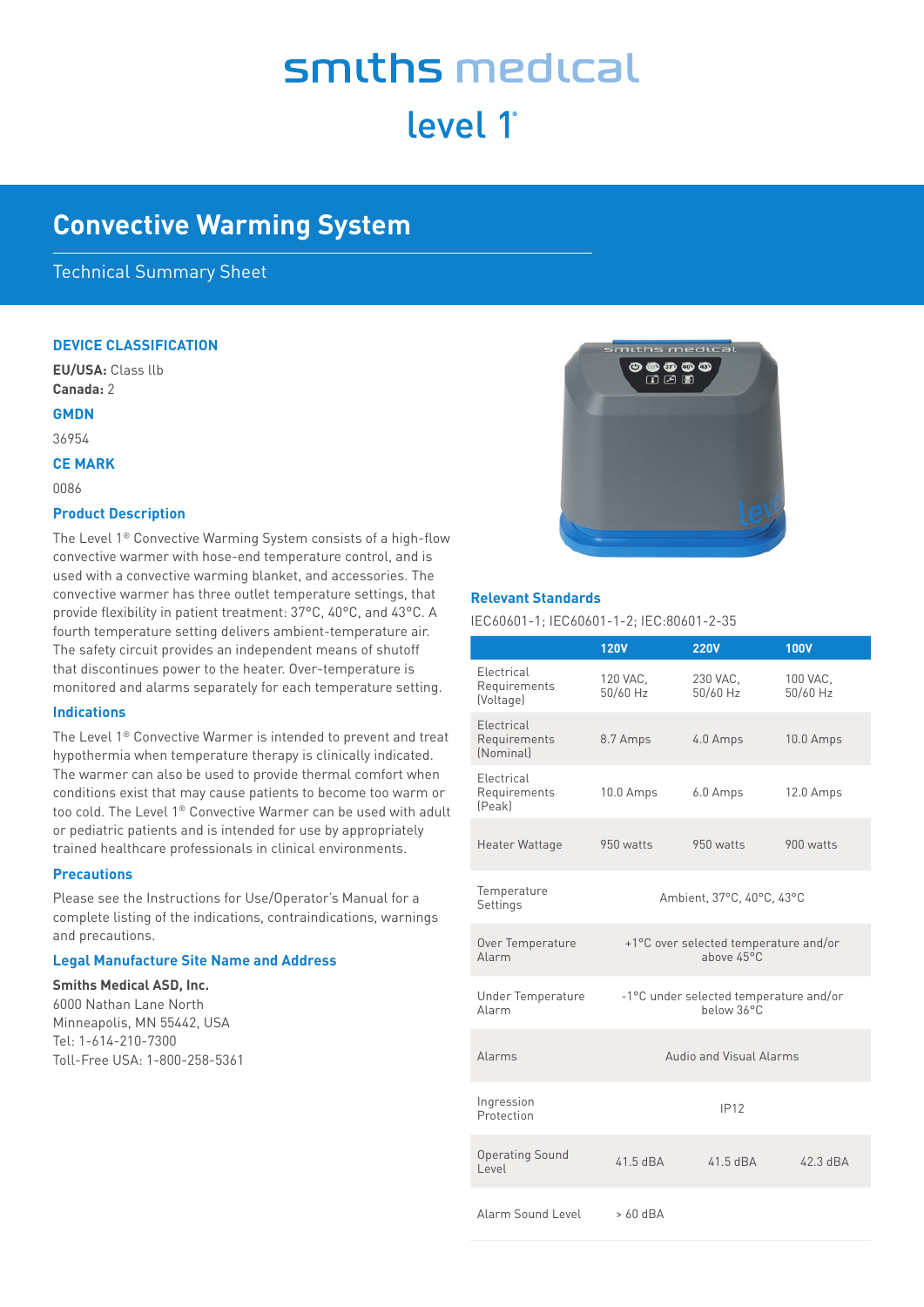# smiths medical

## level 1®

# Convective Warming System

Technical Summary Sheet

### DEVICE CLASSIFICATION

**EU/USA:** Class llb
**Canada:** 2

### GMDN

36954

### CE MARK

0086

### Product Description

The Level 1® Convective Warming System consists of a high-flow convective warmer with hose-end temperature control, and is used with a convective warming blanket, and accessories. The convective warmer has three outlet temperature settings, that provide flexibility in patient treatment: 37°C, 40°C, and 43°C. A fourth temperature setting delivers ambient-temperature air. The safety circuit provides an independent means of shutoff that discontinues power to the heater. Over-temperature is monitored and alarms separately for each temperature setting.

### Indications

The Level 1® Convective Warmer is intended to prevent and treat hypothermia when temperature therapy is clinically indicated. The warmer can also be used to provide thermal comfort when conditions exist that may cause patients to become too warm or too cold. The Level 1® Convective Warmer can be used with adult or pediatric patients and is intended for use by appropriately trained healthcare professionals in clinical environments.

### Precautions

Please see the Instructions for Use/Operator's Manual for a complete listing of the indications, contraindications, warnings and precautions.

### Legal Manufacture Site Name and Address

**Smiths Medical ASD, Inc.**
6000 Nathan Lane North
Minneapolis, MN 55442, USA
Tel: 1-614-210-7300
Toll-Free USA: 1-800-258-5361

### Relevant Standards

IEC60601-1; IEC60601-1-2; IEC:80601-2-35

| | 120V | 220V | 100V |
|---|---|---|---|
| Electrical Requirements (Voltage) | 120 VAC, 50/60 Hz | 230 VAC, 50/60 Hz | 100 VAC, 50/60 Hz |
| Electrical Requirements (Nominal) | 8.7 Amps | 4.0 Amps | 10.0 Amps |
| Electrical Requirements (Peak) | 10.0 Amps | 6.0 Amps | 12.0 Amps |
| Heater Wattage | 950 watts | 950 watts | 900 watts |
| Temperature Settings | Ambient, 37°C, 40°C, 43°C | | |
| Over Temperature Alarm | +1°C over selected temperature and/or above 45°C | | |
| Under Temperature Alarm | -1°C under selected temperature and/or below 36°C | | |
| Alarms | Audio and Visual Alarms | | |
| Ingression Protection | IP12 | | |
| Operating Sound Level | 41.5 dBA | 41.5 dBA | 42.3 dBA |
| Alarm Sound Level | > 60 dBA | | |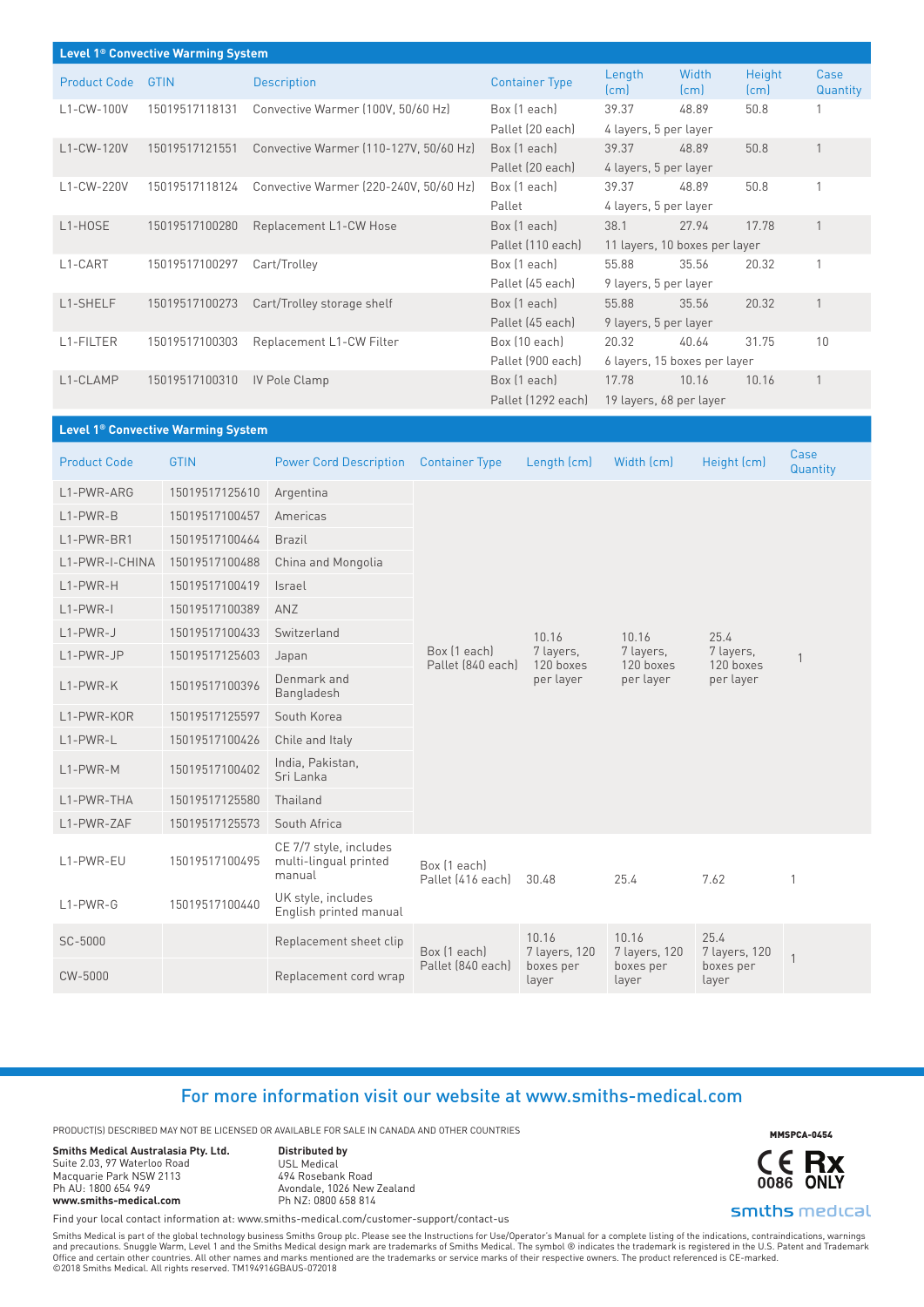## Level 1® Convective Warming System

| Product Code | GTIN | Description | Container Type | Length (cm) | Width (cm) | Height (cm) | Case Quantity |
|---|---|---|---|---|---|---|---|
| L1-CW-100V | 15019517118131 | Convective Warmer (100V, 50/60 Hz) | Box (1 each) | 39.37 | 48.89 | 50.8 | 1 |
| | | | Pallet (20 each) | 4 layers, 5 per layer | | | |
| L1-CW-120V | 15019517121551 | Convective Warmer (110-127V, 50/60 Hz) | Box (1 each) | 39.37 | 48.89 | 50.8 | 1 |
| | | | Pallet (20 each) | 4 layers, 5 per layer | | | |
| L1-CW-220V | 15019517118124 | Convective Warmer (220-240V, 50/60 Hz) | Box (1 each) | 39.37 | 48.89 | 50.8 | 1 |
| | | | Pallet | 4 layers, 5 per layer | | | |
| L1-HOSE | 15019517100280 | Replacement L1-CW Hose | Box (1 each) | 38.1 | 27.94 | 17.78 | 1 |
| | | | Pallet (110 each) | 11 layers, 10 boxes per layer | | | |
| L1-CART | 15019517100297 | Cart/Trolley | Box (1 each) | 55.88 | 35.56 | 20.32 | 1 |
| | | | Pallet (45 each) | 9 layers, 5 per layer | | | |
| L1-SHELF | 15019517100273 | Cart/Trolley storage shelf | Box (1 each) | 55.88 | 35.56 | 20.32 | 1 |
| | | | Pallet (45 each) | 9 layers, 5 per layer | | | |
| L1-FILTER | 15019517100303 | Replacement L1-CW Filter | Box (10 each) | 20.32 | 40.64 | 31.75 | 10 |
| | | | Pallet (900 each) | 6 layers, 15 boxes per layer | | | |
| L1-CLAMP | 15019517100310 | IV Pole Clamp | Box (1 each) | 17.78 | 10.16 | 10.16 | 1 |
| | | | Pallet (1292 each) | 19 layers, 68 per layer | | | |

## Level 1® Convective Warming System

| Product Code | GTIN | Power Cord Description | Container Type | Length (cm) | Width (cm) | Height (cm) | Case Quantity |
|---|---|---|---|---|---|---|---|
| L1-PWR-ARG | 15019517125610 | Argentina | Box (1 each) Pallet (840 each) | 10.16 7 layers, 120 boxes per layer | 10.16 7 layers, 120 boxes per layer | 25.4 7 layers, 120 boxes per layer | 1 |
| L1-PWR-B | 15019517100457 | Americas | | | | | |
| L1-PWR-BR1 | 15019517100464 | Brazil | | | | | |
| L1-PWR-I-CHINA | 15019517100488 | China and Mongolia | | | | | |
| L1-PWR-H | 15019517100419 | Israel | | | | | |
| L1-PWR-I | 15019517100389 | ANZ | | | | | |
| L1-PWR-J | 15019517100433 | Switzerland | | | | | |
| L1-PWR-JP | 15019517125603 | Japan | | | | | |
| L1-PWR-K | 15019517100396 | Denmark and Bangladesh | | | | | |
| L1-PWR-KOR | 15019517125597 | South Korea | | | | | |
| L1-PWR-L | 15019517100426 | Chile and Italy | | | | | |
| L1-PWR-M | 15019517100402 | India, Pakistan, Sri Lanka | | | | | |
| L1-PWR-THA | 15019517125580 | Thailand | | | | | |
| L1-PWR-ZAF | 15019517125573 | South Africa | | | | | |
| L1-PWR-EU | 15019517100495 | CE 7/7 style, includes multi-lingual printed manual | Box (1 each) Pallet (416 each) | 30.48 | 25.4 | 7.62 | 1 |
| L1-PWR-G | 15019517100440 | UK style, includes English printed manual | | | | | |
| SC-5000 | | Replacement sheet clip | Box (1 each) Pallet (840 each) | 10.16 7 layers, 120 boxes per layer | 10.16 7 layers, 120 boxes per layer | 25.4 7 layers, 120 boxes per layer | 1 |
| CW-5000 | | Replacement cord wrap | | | | | |

## For more information visit our website at www.smiths-medical.com

PRODUCT(S) DESCRIBED MAY NOT BE LICENSED OR AVAILABLE FOR SALE IN CANADA AND OTHER COUNTRIES

**Smiths Medical Australasia Pty. Ltd.**
Suite 2.03, 97 Waterloo Road
Macquarie Park NSW 2113
Ph AU: 1800 654 949
**www.smiths-medical.com**

**Distributed by**
USL Medical
494 Rosebank Road
Avondale, 1026 New Zealand
Ph NZ: 0800 658 814

MMSPCA-0454

CE 0086 Rx ONLY

smiths medical

Find your local contact information at: www.smiths-medical.com/customer-support/contact-us

Smiths Medical is part of the global technology business Smiths Group plc. Please see the Instructions for Use/Operator's Manual for a complete listing of the indications, contraindications, warnings and precautions. Snuggle Warm, Level 1 and the Smiths Medical design mark are trademarks of Smiths Medical. The symbol ® indicates the trademark is registered in the U.S. Patent and Trademark Office and certain other countries. All other names and marks mentioned are the trademarks or service marks of their respective owners. The product referenced is CE-marked.
©2018 Smiths Medical. All rights reserved. TM194916GBAUS-072018